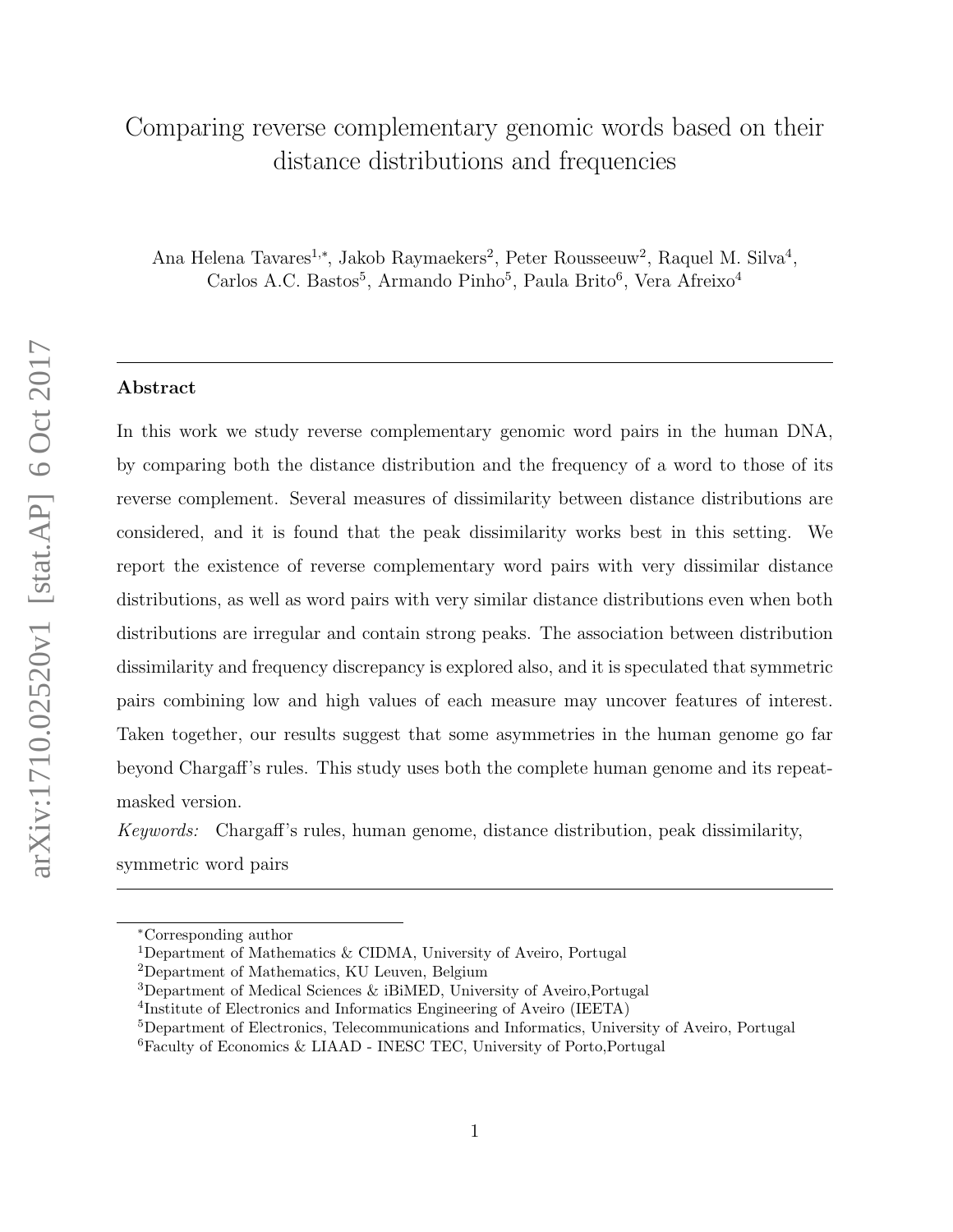# Comparing reverse complementary genomic words based on their distance distributions and frequencies

Ana Helena Tavares[1,*], Jakob Raymaekers[2], Peter Rousseeuw[2], Raquel M. Silva[4], Carlos A.C. Bastos[5], Armando Pinho[5], Paula Brito[6], Vera Afreixo[4]

---

### Abstract

In this work we study reverse complementary genomic word pairs in the human DNA, by comparing both the distance distribution and the frequency of a word to those of its reverse complement. Several measures of dissimilarity between distance distributions are considered, and it is found that the peak dissimilarity works best in this setting. We report the existence of reverse complementary word pairs with very dissimilar distance distributions, as well as word pairs with very similar distance distributions even when both distributions are irregular and contain strong peaks. The association between distribution dissimilarity and frequency discrepancy is explored also, and it is speculated that symmetric pairs combining low and high values of each measure may uncover features of interest. Taken together, our results suggest that some asymmetries in the human genome go far beyond Chargaff's rules. This study uses both the complete human genome and its repeat-masked version.

*Keywords:* Chargaff's rules, human genome, distance distribution, peak dissimilarity, symmetric word pairs

---

*Corresponding author

[1]Department of Mathematics & CIDMA, University of Aveiro, Portugal

[2]Department of Mathematics, KU Leuven, Belgium

[3]Department of Medical Sciences & iBiMED, University of Aveiro,Portugal

[4]Institute of Electronics and Informatics Engineering of Aveiro (IEETA)

[5]Department of Electronics, Telecommunications and Informatics, University of Aveiro, Portugal

[6]Faculty of Economics & LIAAD - INESC TEC, University of Porto,Portugal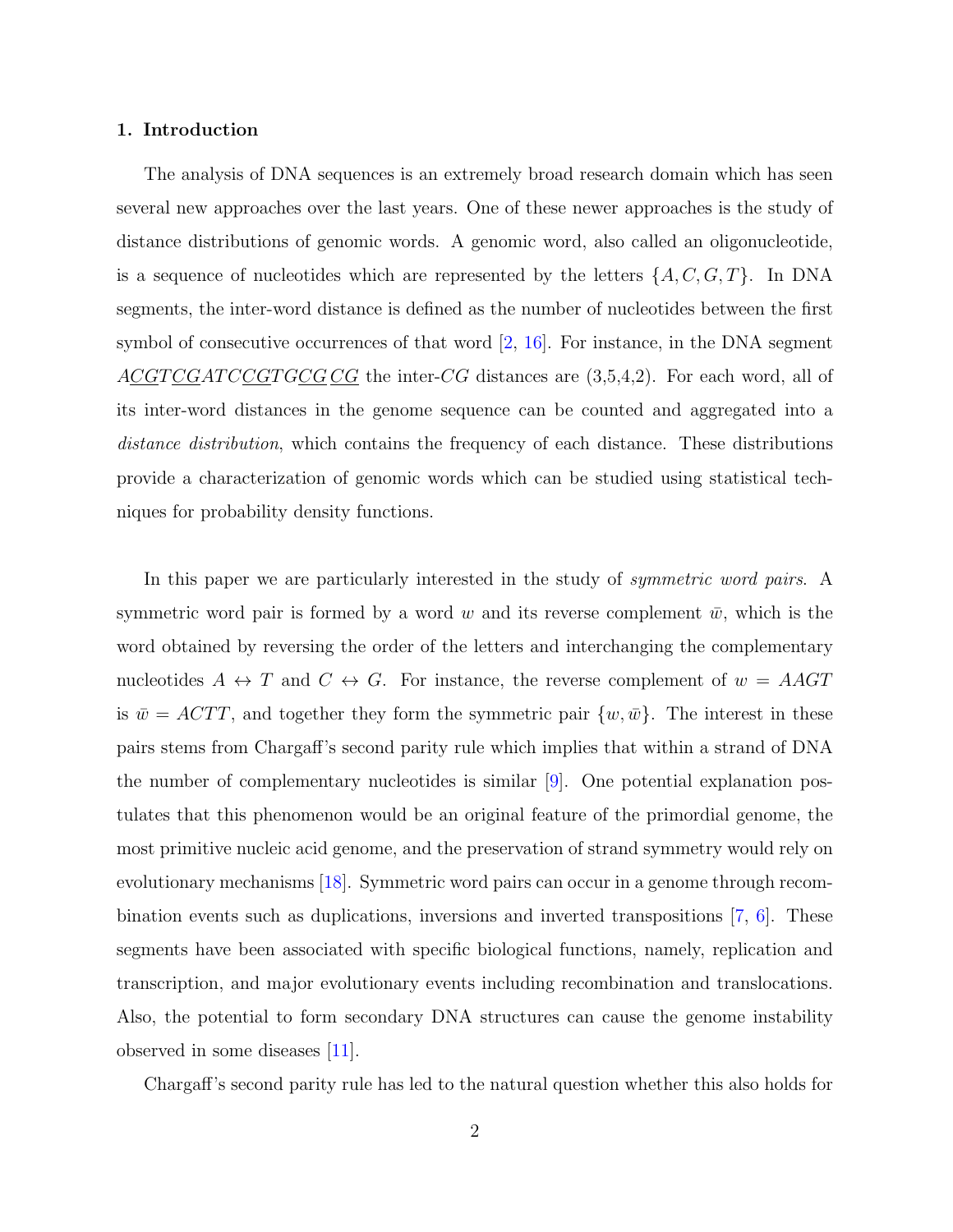## 1. Introduction

The analysis of DNA sequences is an extremely broad research domain which has seen several new approaches over the last years. One of these newer approaches is the study of distance distributions of genomic words. A genomic word, also called an oligonucleotide, is a sequence of nucleotides which are represented by the letters $\{A, C, G, T\}$. In DNA segments, the inter-word distance is defined as the number of nucleotides between the first symbol of consecutive occurrences of that word [2, 16]. For instance, in the DNA segment $A\underline{CG}T\underline{CG}ATC\underline{CG}TG\underline{CG}\,\underline{CG}$ the inter-$CG$ distances are (3,5,4,2). For each word, all of its inter-word distances in the genome sequence can be counted and aggregated into a *distance distribution*, which contains the frequency of each distance. These distributions provide a characterization of genomic words which can be studied using statistical techniques for probability density functions.

In this paper we are particularly interested in the study of *symmetric word pairs*. A symmetric word pair is formed by a word $w$ and its reverse complement $\bar{w}$, which is the word obtained by reversing the order of the letters and interchanging the complementary nucleotides $A \leftrightarrow T$ and $C \leftrightarrow G$. For instance, the reverse complement of $w = AAGT$ is $\bar{w} = ACTT$, and together they form the symmetric pair $\{w, \bar{w}\}$. The interest in these pairs stems from Chargaff's second parity rule which implies that within a strand of DNA the number of complementary nucleotides is similar [9]. One potential explanation postulates that this phenomenon would be an original feature of the primordial genome, the most primitive nucleic acid genome, and the preservation of strand symmetry would rely on evolutionary mechanisms [18]. Symmetric word pairs can occur in a genome through recombination events such as duplications, inversions and inverted transpositions [7, 6]. These segments have been associated with specific biological functions, namely, replication and transcription, and major evolutionary events including recombination and translocations. Also, the potential to form secondary DNA structures can cause the genome instability observed in some diseases [11].

Chargaff's second parity rule has led to the natural question whether this also holds for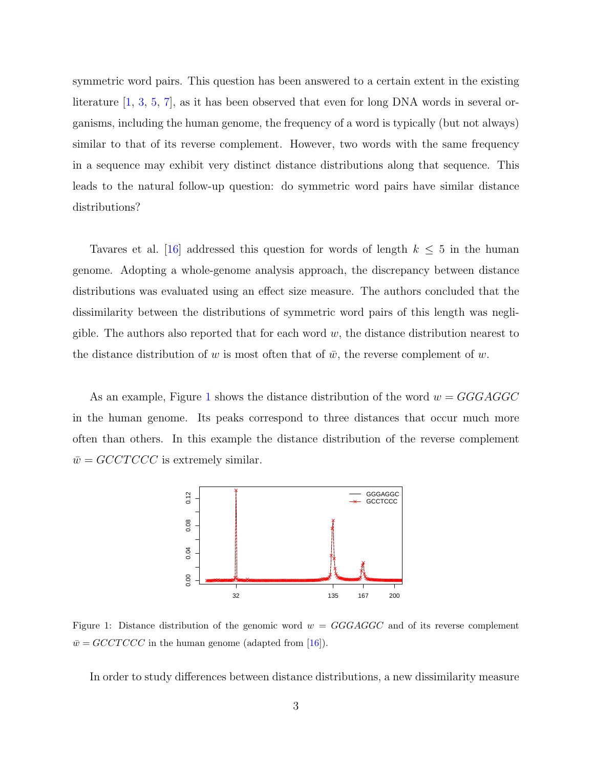symmetric word pairs. This question has been answered to a certain extent in the existing literature [1, 3, 5, 7], as it has been observed that even for long DNA words in several organisms, including the human genome, the frequency of a word is typically (but not always) similar to that of its reverse complement. However, two words with the same frequency in a sequence may exhibit very distinct distance distributions along that sequence. This leads to the natural follow-up question: do symmetric word pairs have similar distance distributions?

Tavares et al. [16] addressed this question for words of length $k \leq 5$ in the human genome. Adopting a whole-genome analysis approach, the discrepancy between distance distributions was evaluated using an effect size measure. The authors concluded that the dissimilarity between the distributions of symmetric word pairs of this length was negligible. The authors also reported that for each word $w$, the distance distribution nearest to the distance distribution of $w$ is most often that of $\bar{w}$, the reverse complement of $w$.

As an example, Figure 1 shows the distance distribution of the word $w = GGGAGGC$ in the human genome. Its peaks correspond to three distances that occur much more often than others. In this example the distance distribution of the reverse complement $\bar{w} = GCCTCCC$ is extremely similar.

Figure 1: Distance distribution of the genomic word $w = GGGAGGC$ and of its reverse complement $\bar{w} = GCCTCCC$ in the human genome (adapted from [16]).

In order to study differences between distance distributions, a new dissimilarity measure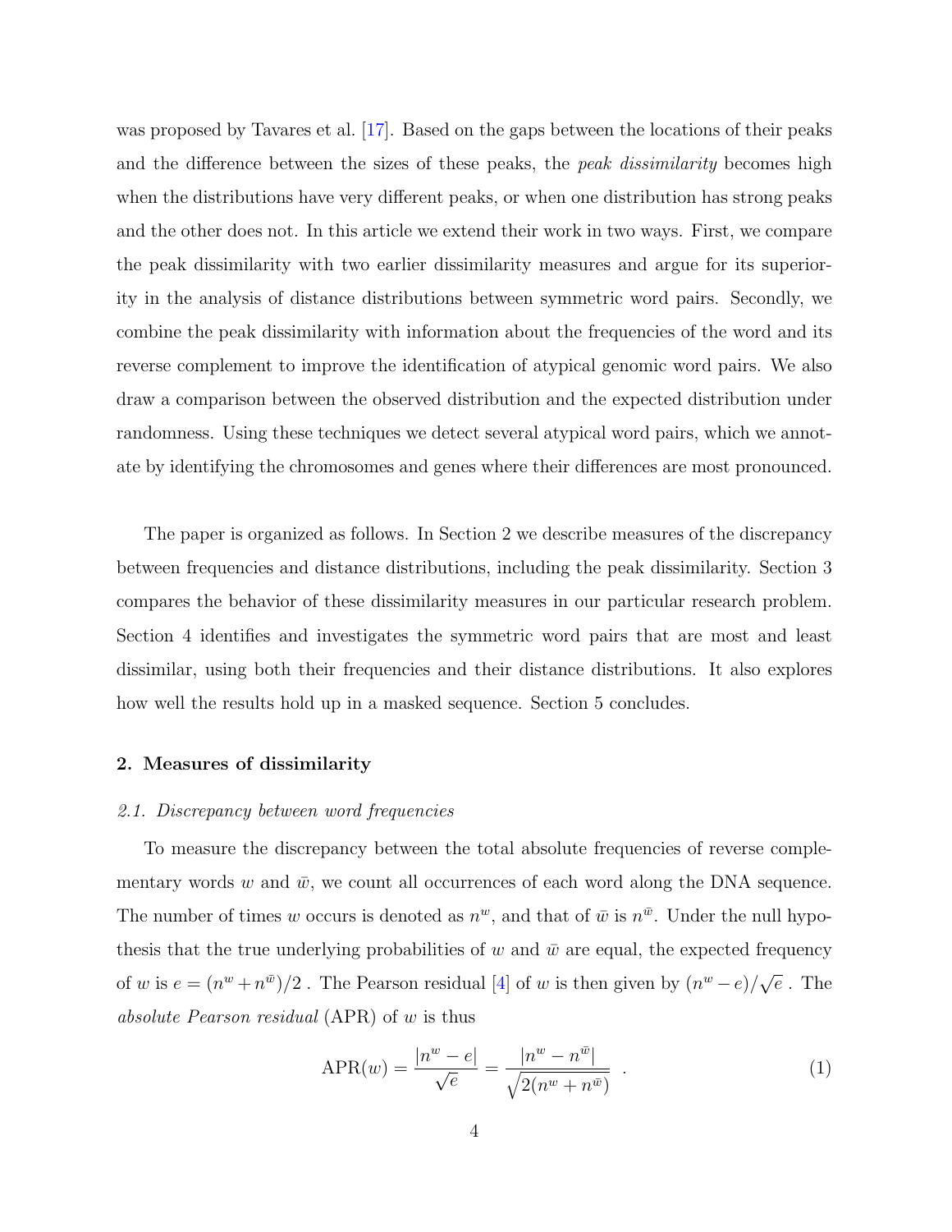was proposed by Tavares et al. [17]. Based on the gaps between the locations of their peaks and the difference between the sizes of these peaks, the *peak dissimilarity* becomes high when the distributions have very different peaks, or when one distribution has strong peaks and the other does not. In this article we extend their work in two ways. First, we compare the peak dissimilarity with two earlier dissimilarity measures and argue for its superiority in the analysis of distance distributions between symmetric word pairs. Secondly, we combine the peak dissimilarity with information about the frequencies of the word and its reverse complement to improve the identification of atypical genomic word pairs. We also draw a comparison between the observed distribution and the expected distribution under randomness. Using these techniques we detect several atypical word pairs, which we annotate by identifying the chromosomes and genes where their differences are most pronounced.

The paper is organized as follows. In Section 2 we describe measures of the discrepancy between frequencies and distance distributions, including the peak dissimilarity. Section 3 compares the behavior of these dissimilarity measures in our particular research problem. Section 4 identifies and investigates the symmetric word pairs that are most and least dissimilar, using both their frequencies and their distance distributions. It also explores how well the results hold up in a masked sequence. Section 5 concludes.

## 2. Measures of dissimilarity

### *2.1. Discrepancy between word frequencies*

To measure the discrepancy between the total absolute frequencies of reverse complementary words $w$ and $\bar{w}$, we count all occurrences of each word along the DNA sequence. The number of times $w$ occurs is denoted as $n^w$, and that of $\bar{w}$ is $n^{\bar{w}}$. Under the null hypothesis that the true underlying probabilities of $w$ and $\bar{w}$ are equal, the expected frequency of $w$ is $e = (n^w + n^{\bar{w}})/2$ . The Pearson residual [4] of $w$ is then given by $(n^w - e)/\sqrt{e}$ . The *absolute Pearson residual* (APR) of $w$ is thus

$$\text{APR}(w) = \frac{|n^w - e|}{\sqrt{e}} = \frac{|n^w - n^{\bar{w}}|}{\sqrt{2(n^w + n^{\bar{w}})}} \quad . \tag{1}$$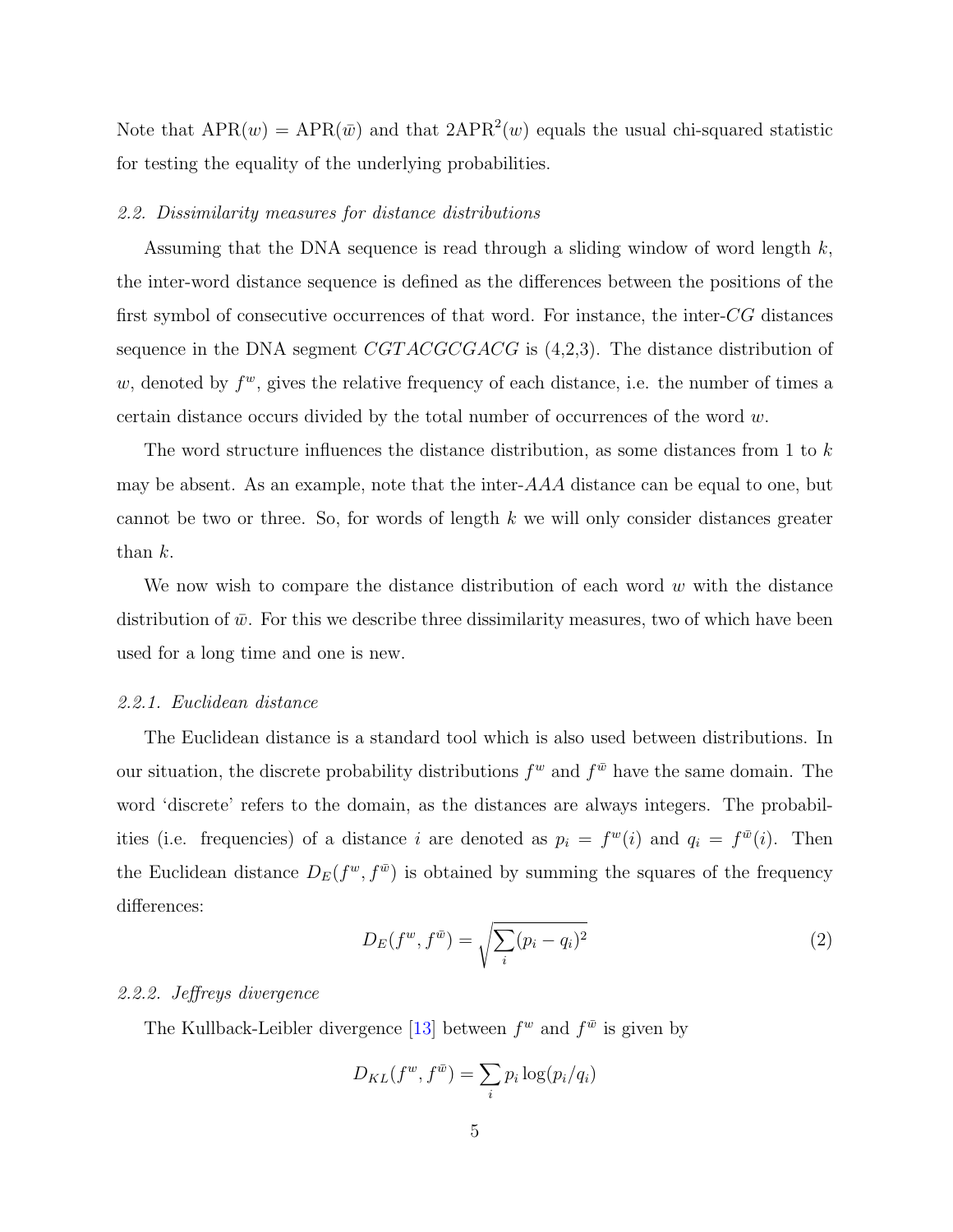Note that $\text{APR}(w) = \text{APR}(\bar{w})$ and that $2\text{APR}^2(w)$ equals the usual chi-squared statistic for testing the equality of the underlying probabilities.

### *2.2. Dissimilarity measures for distance distributions*

Assuming that the DNA sequence is read through a sliding window of word length $k$, the inter-word distance sequence is defined as the differences between the positions of the first symbol of consecutive occurrences of that word. For instance, the inter-$CG$ distances sequence in the DNA segment $CGTACGCGACG$ is (4,2,3). The distance distribution of $w$, denoted by $f^w$, gives the relative frequency of each distance, i.e. the number of times a certain distance occurs divided by the total number of occurrences of the word $w$.

The word structure influences the distance distribution, as some distances from 1 to $k$ may be absent. As an example, note that the inter-$AAA$ distance can be equal to one, but cannot be two or three. So, for words of length $k$ we will only consider distances greater than $k$.

We now wish to compare the distance distribution of each word $w$ with the distance distribution of $\bar{w}$. For this we describe three dissimilarity measures, two of which have been used for a long time and one is new.

#### *2.2.1. Euclidean distance*

The Euclidean distance is a standard tool which is also used between distributions. In our situation, the discrete probability distributions $f^w$ and $f^{\bar{w}}$ have the same domain. The word 'discrete' refers to the domain, as the distances are always integers. The probabilities (i.e. frequencies) of a distance $i$ are denoted as $p_i = f^w(i)$ and $q_i = f^{\bar{w}}(i)$. Then the Euclidean distance $D_E(f^w, f^{\bar{w}})$ is obtained by summing the squares of the frequency differences:

$$D_E(f^w, f^{\bar{w}}) = \sqrt{\sum_i (p_i - q_i)^2} \tag{2}$$

#### *2.2.2. Jeffreys divergence*

The Kullback-Leibler divergence [13] between $f^w$ and $f^{\bar{w}}$ is given by

$$D_{KL}(f^w, f^{\bar{w}}) = \sum_i p_i \log(p_i/q_i)$$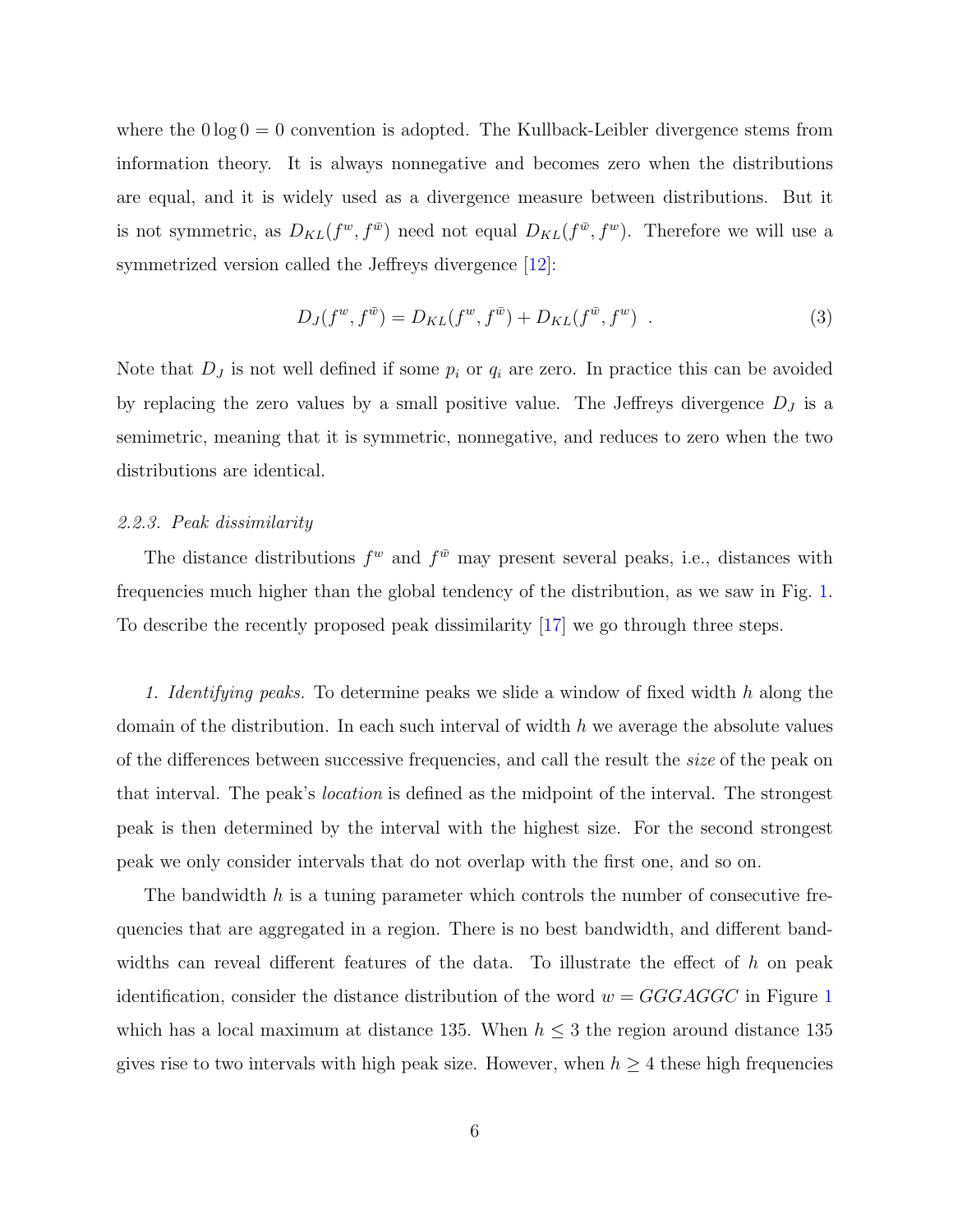where the $0 \log 0 = 0$ convention is adopted. The Kullback-Leibler divergence stems from information theory. It is always nonnegative and becomes zero when the distributions are equal, and it is widely used as a divergence measure between distributions. But it is not symmetric, as $D_{KL}(f^w, f^{\bar{w}})$ need not equal $D_{KL}(f^{\bar{w}}, f^w)$. Therefore we will use a symmetrized version called the Jeffreys divergence [12]:

$$D_J(f^w, f^{\bar{w}}) = D_{KL}(f^w, f^{\bar{w}}) + D_{KL}(f^{\bar{w}}, f^w) \ . \tag{3}$$

Note that $D_J$ is not well defined if some $p_i$ or $q_i$ are zero. In practice this can be avoided by replacing the zero values by a small positive value. The Jeffreys divergence $D_J$ is a semimetric, meaning that it is symmetric, nonnegative, and reduces to zero when the two distributions are identical.

### *2.2.3. Peak dissimilarity*

The distance distributions $f^w$ and $f^{\bar{w}}$ may present several peaks, i.e., distances with frequencies much higher than the global tendency of the distribution, as we saw in Fig. 1. To describe the recently proposed peak dissimilarity [17] we go through three steps.

*1. Identifying peaks.* To determine peaks we slide a window of fixed width $h$ along the domain of the distribution. In each such interval of width $h$ we average the absolute values of the differences between successive frequencies, and call the result the *size* of the peak on that interval. The peak's *location* is defined as the midpoint of the interval. The strongest peak is then determined by the interval with the highest size. For the second strongest peak we only consider intervals that do not overlap with the first one, and so on.

The bandwidth $h$ is a tuning parameter which controls the number of consecutive frequencies that are aggregated in a region. There is no best bandwidth, and different bandwidths can reveal different features of the data. To illustrate the effect of $h$ on peak identification, consider the distance distribution of the word $w = GGGAGGC$ in Figure 1 which has a local maximum at distance 135. When $h \leq 3$ the region around distance 135 gives rise to two intervals with high peak size. However, when $h \geq 4$ these high frequencies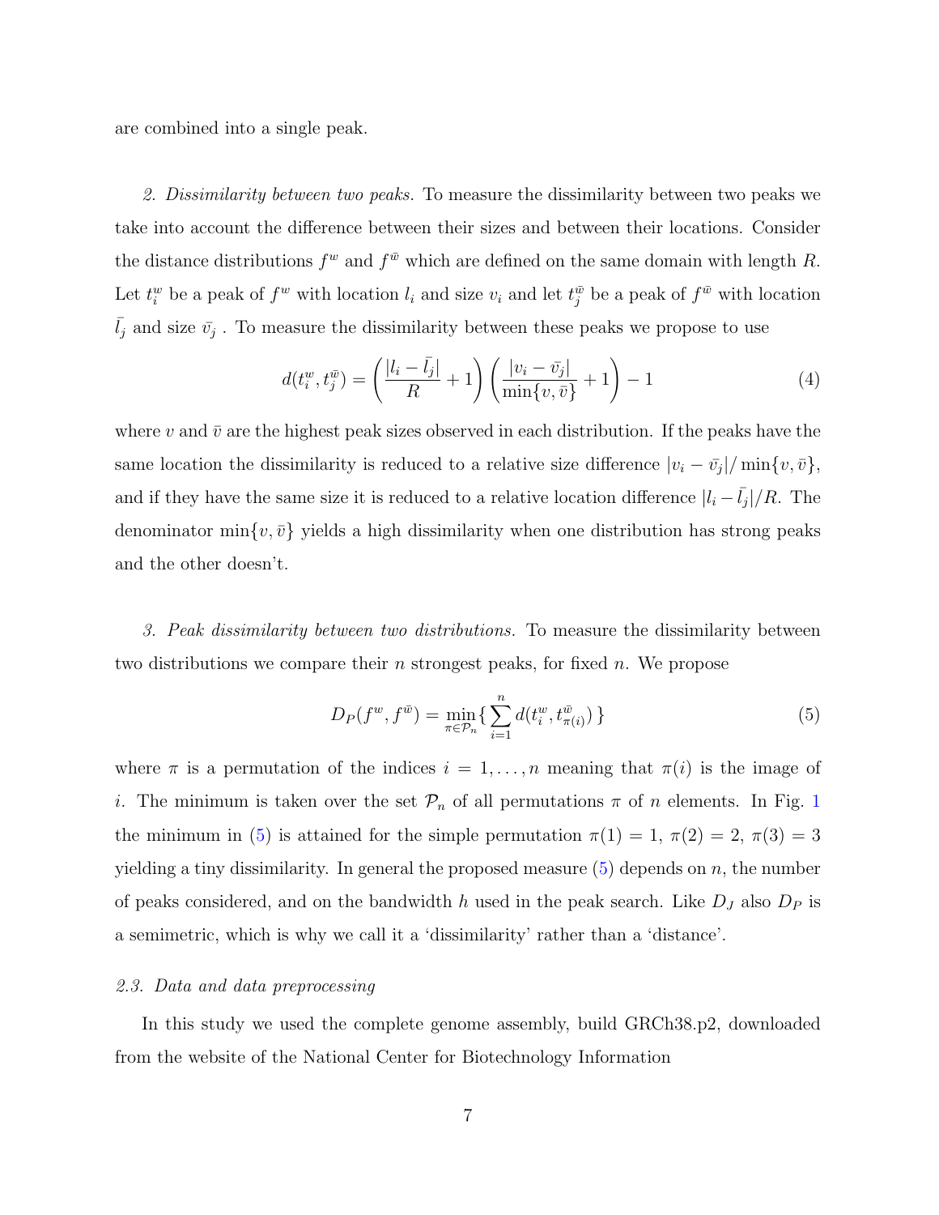are combined into a single peak.

*2. Dissimilarity between two peaks.* To measure the dissimilarity between two peaks we take into account the difference between their sizes and between their locations. Consider the distance distributions $f^w$ and $f^{\bar{w}}$ which are defined on the same domain with length $R$. Let $t_i^w$ be a peak of $f^w$ with location $l_i$ and size $v_i$ and let $t_j^{\bar{w}}$ be a peak of $f^{\bar{w}}$ with location $\bar{l}_j$ and size $\bar{v}_j$ . To measure the dissimilarity between these peaks we propose to use

$$d(t_i^w, t_j^{\bar{w}}) = \left(\frac{|l_i - \bar{l}_j|}{R} + 1\right)\left(\frac{|v_i - \bar{v}_j|}{\min\{v, \bar{v}\}} + 1\right) - 1 \tag{4}$$

where $v$ and $\bar{v}$ are the highest peak sizes observed in each distribution. If the peaks have the same location the dissimilarity is reduced to a relative size difference $|v_i - \bar{v}_j|/\min\{v, \bar{v}\}$, and if they have the same size it is reduced to a relative location difference $|l_i - \bar{l}_j|/R$. The denominator $\min\{v, \bar{v}\}$ yields a high dissimilarity when one distribution has strong peaks and the other doesn't.

*3. Peak dissimilarity between two distributions.* To measure the dissimilarity between two distributions we compare their $n$ strongest peaks, for fixed $n$. We propose

$$D_P(f^w, f^{\bar{w}}) = \min_{\pi \in \mathcal{P}_n} \left\{ \sum_{i=1}^{n} d(t_i^w, t_{\pi(i)}^{\bar{w}}) \right\} \tag{5}$$

where $\pi$ is a permutation of the indices $i = 1, \ldots, n$ meaning that $\pi(i)$ is the image of $i$. The minimum is taken over the set $\mathcal{P}_n$ of all permutations $\pi$ of $n$ elements. In Fig. 1 the minimum in (5) is attained for the simple permutation $\pi(1) = 1$, $\pi(2) = 2$, $\pi(3) = 3$ yielding a tiny dissimilarity. In general the proposed measure (5) depends on $n$, the number of peaks considered, and on the bandwidth $h$ used in the peak search. Like $D_J$ also $D_P$ is a semimetric, which is why we call it a 'dissimilarity' rather than a 'distance'.

### *2.3. Data and data preprocessing*

In this study we used the complete genome assembly, build GRCh38.p2, downloaded from the website of the National Center for Biotechnology Information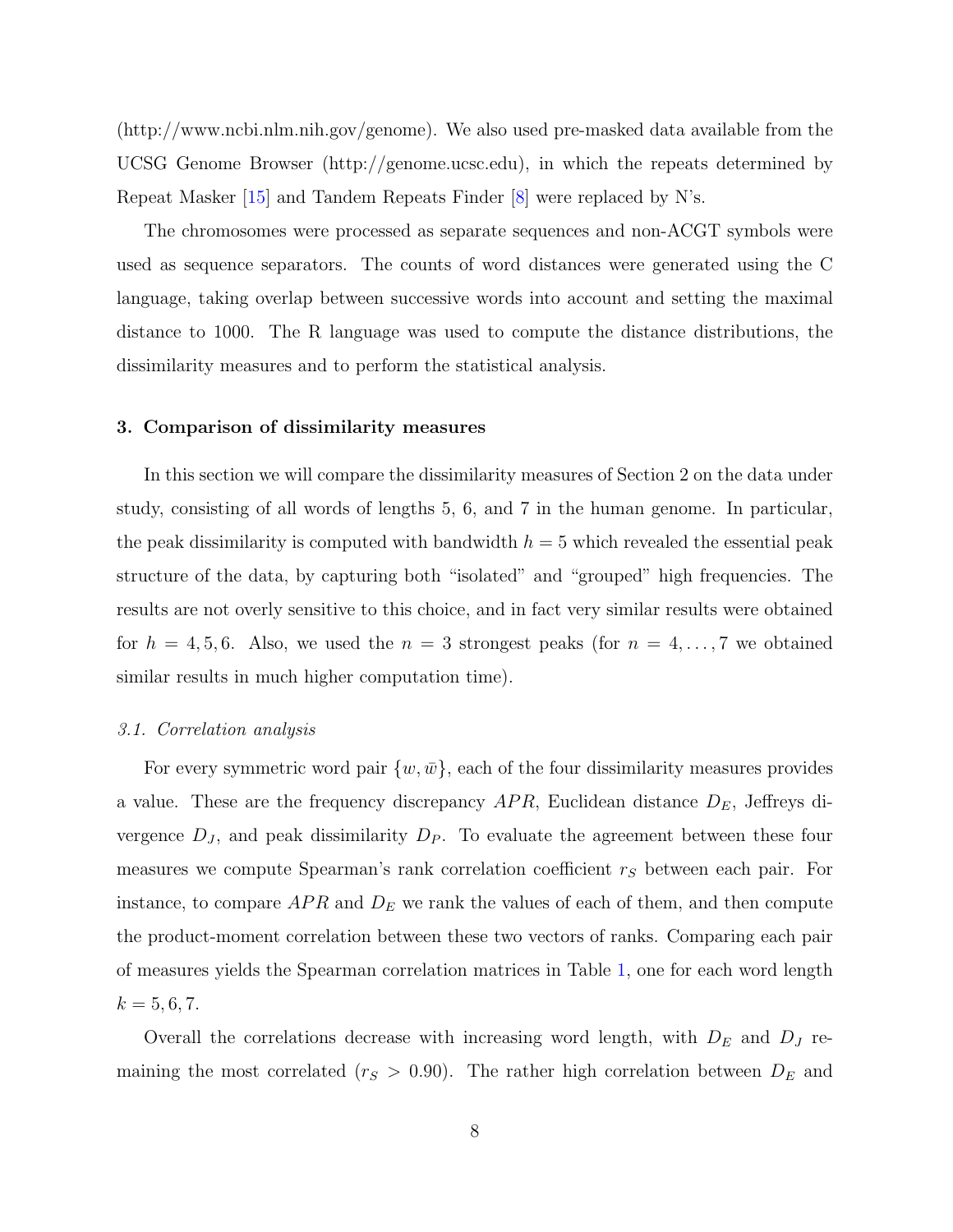(http://www.ncbi.nlm.nih.gov/genome). We also used pre-masked data available from the UCSG Genome Browser (http://genome.ucsc.edu), in which the repeats determined by Repeat Masker [15] and Tandem Repeats Finder [8] were replaced by N's.

The chromosomes were processed as separate sequences and non-ACGT symbols were used as sequence separators. The counts of word distances were generated using the C language, taking overlap between successive words into account and setting the maximal distance to 1000. The R language was used to compute the distance distributions, the dissimilarity measures and to perform the statistical analysis.

## 3. Comparison of dissimilarity measures

In this section we will compare the dissimilarity measures of Section 2 on the data under study, consisting of all words of lengths 5, 6, and 7 in the human genome. In particular, the peak dissimilarity is computed with bandwidth $h = 5$ which revealed the essential peak structure of the data, by capturing both "isolated" and "grouped" high frequencies. The results are not overly sensitive to this choice, and in fact very similar results were obtained for $h = 4, 5, 6$. Also, we used the $n = 3$ strongest peaks (for $n = 4, \ldots, 7$ we obtained similar results in much higher computation time).

### *3.1. Correlation analysis*

For every symmetric word pair $\{w, \bar{w}\}$, each of the four dissimilarity measures provides a value. These are the frequency discrepancy $APR$, Euclidean distance $D_E$, Jeffreys divergence $D_J$, and peak dissimilarity $D_P$. To evaluate the agreement between these four measures we compute Spearman's rank correlation coefficient $r_S$ between each pair. For instance, to compare $APR$ and $D_E$ we rank the values of each of them, and then compute the product-moment correlation between these two vectors of ranks. Comparing each pair of measures yields the Spearman correlation matrices in Table 1, one for each word length $k = 5, 6, 7$.

Overall the correlations decrease with increasing word length, with $D_E$ and $D_J$ remaining the most correlated ($r_S > 0.90$). The rather high correlation between $D_E$ and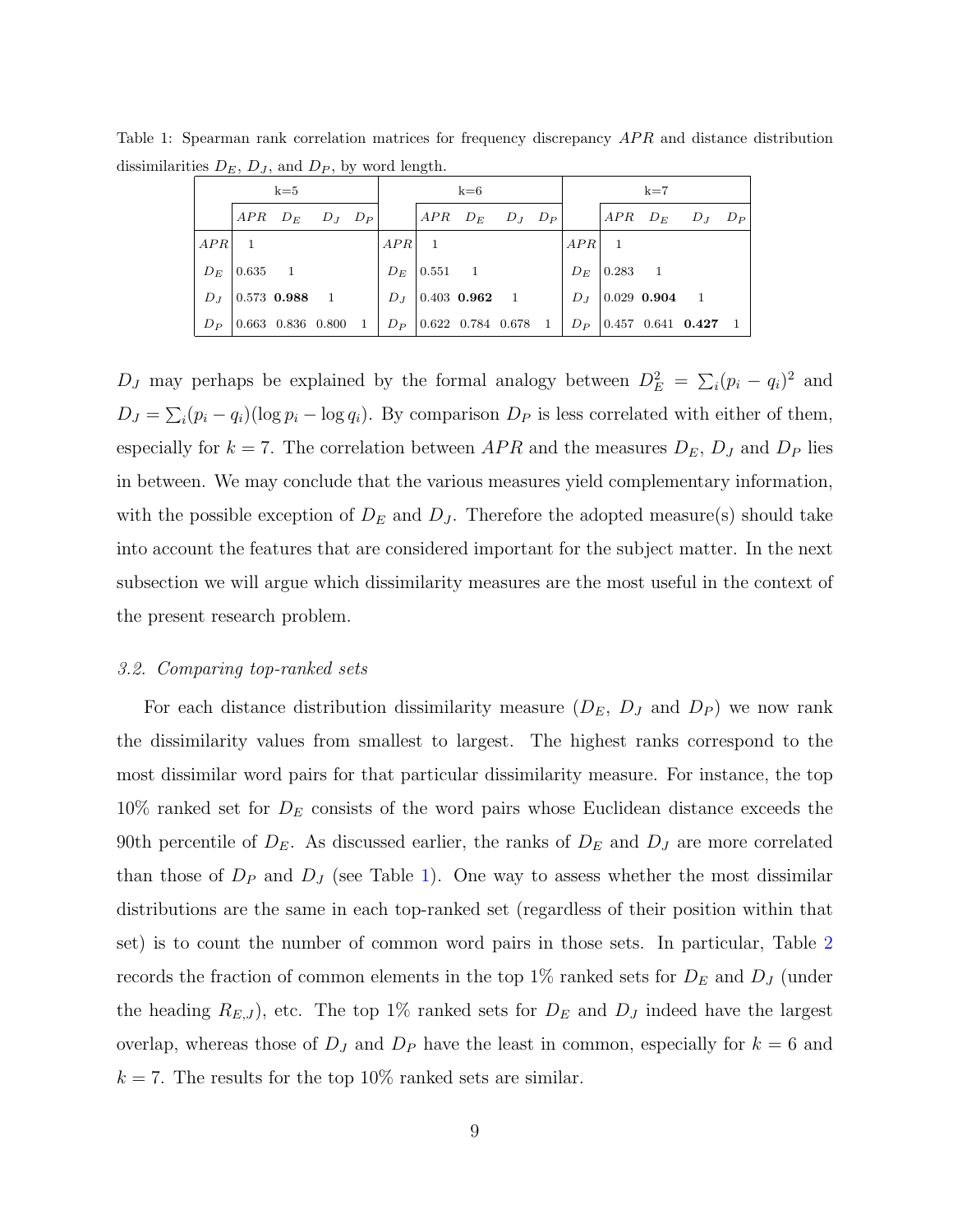Table 1: Spearman rank correlation matrices for frequency discrepancy $APR$ and distance distribution dissimilarities $D_E$, $D_J$, and $D_P$, by word length.

| k=5 | | | | | k=6 | | | | | k=7 | | | | |
|---|---|---|---|---|---|---|---|---|---|---|---|---|---|---|
| | $APR$ | $D_E$ | $D_J$ | $D_P$ | | $APR$ | $D_E$ | $D_J$ | $D_P$ | | $APR$ | $D_E$ | $D_J$ | $D_P$ |
| $APR$ | 1 | | | | $APR$ | 1 | | | | $APR$ | 1 | | | |
| $D_E$ | 0.635 | 1 | | | $D_E$ | 0.551 | 1 | | | $D_E$ | 0.283 | 1 | | |
| $D_J$ | 0.573 | **0.988** | 1 | | $D_J$ | 0.403 | **0.962** | 1 | | $D_J$ | 0.029 | **0.904** | 1 | |
| $D_P$ | 0.663 | 0.836 | 0.800 | 1 | $D_P$ | 0.622 | 0.784 | 0.678 | 1 | $D_P$ | 0.457 | 0.641 | **0.427** | 1 |

$D_J$ may perhaps be explained by the formal analogy between $D_E^2 = \sum_i (p_i - q_i)^2$ and $D_J = \sum_i (p_i - q_i)(\log p_i - \log q_i)$. By comparison $D_P$ is less correlated with either of them, especially for $k = 7$. The correlation between $APR$ and the measures $D_E$, $D_J$ and $D_P$ lies in between. We may conclude that the various measures yield complementary information, with the possible exception of $D_E$ and $D_J$. Therefore the adopted measure(s) should take into account the features that are considered important for the subject matter. In the next subsection we will argue which dissimilarity measures are the most useful in the context of the present research problem.

### *3.2. Comparing top-ranked sets*

For each distance distribution dissimilarity measure ($D_E$, $D_J$ and $D_P$) we now rank the dissimilarity values from smallest to largest. The highest ranks correspond to the most dissimilar word pairs for that particular dissimilarity measure. For instance, the top 10% ranked set for $D_E$ consists of the word pairs whose Euclidean distance exceeds the 90th percentile of $D_E$. As discussed earlier, the ranks of $D_E$ and $D_J$ are more correlated than those of $D_P$ and $D_J$ (see Table 1). One way to assess whether the most dissimilar distributions are the same in each top-ranked set (regardless of their position within that set) is to count the number of common word pairs in those sets. In particular, Table 2 records the fraction of common elements in the top 1% ranked sets for $D_E$ and $D_J$ (under the heading $R_{E,J}$), etc. The top 1% ranked sets for $D_E$ and $D_J$ indeed have the largest overlap, whereas those of $D_J$ and $D_P$ have the least in common, especially for $k = 6$ and $k = 7$. The results for the top 10% ranked sets are similar.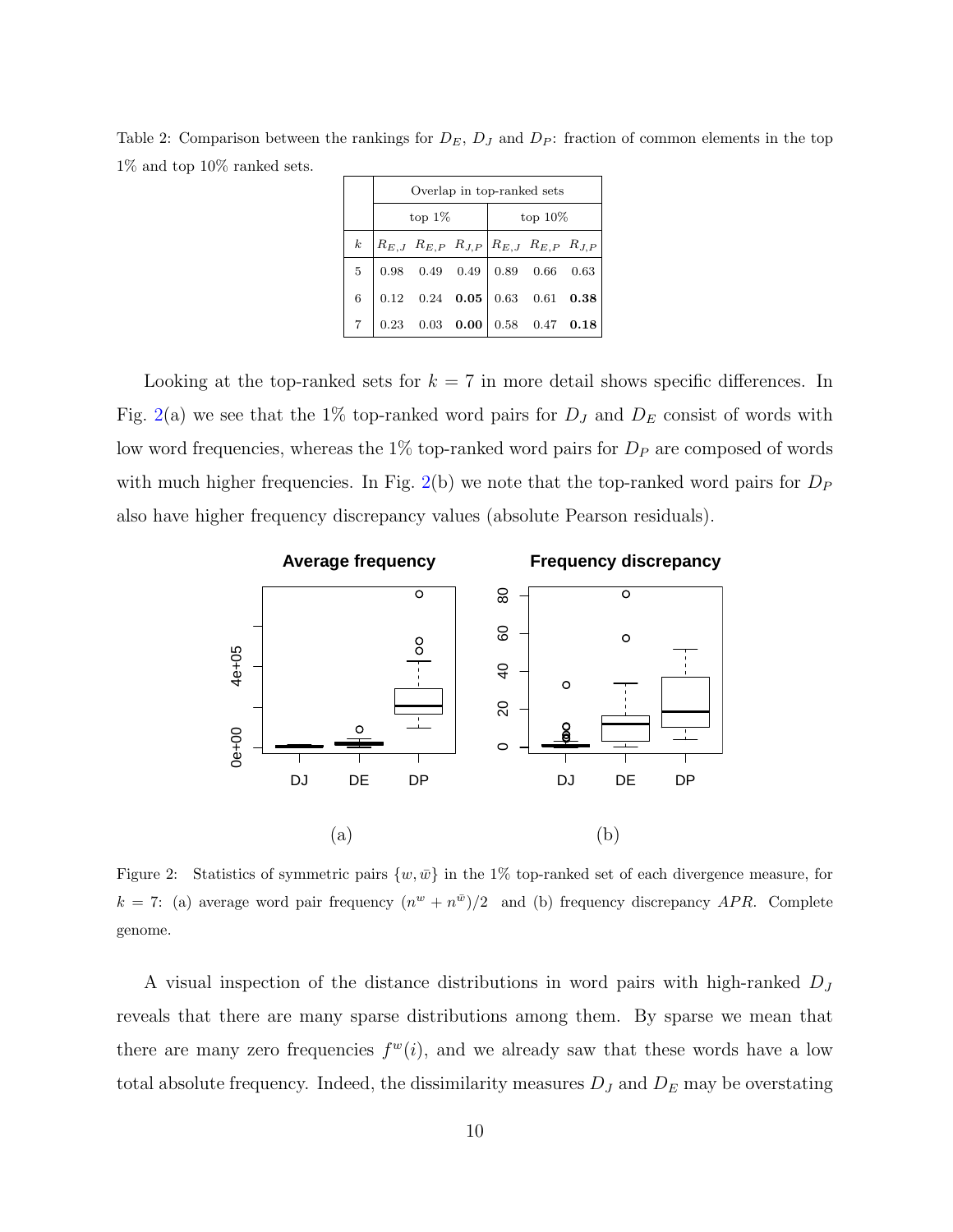Table 2: Comparison between the rankings for $D_E$, $D_J$ and $D_P$: fraction of common elements in the top 1% and top 10% ranked sets.

| | Overlap in top-ranked sets | | | | | |
|---|---|---|---|---|---|---|
| | top 1% | | | top 10% | | |
| $k$ | $R_{E,J}$ | $R_{E,P}$ | $R_{J,P}$ | $R_{E,J}$ | $R_{E,P}$ | $R_{J,P}$ |
| 5 | 0.98 | 0.49 | 0.49 | 0.89 | 0.66 | 0.63 |
| 6 | 0.12 | 0.24 | **0.05** | 0.63 | 0.61 | **0.38** |
| 7 | 0.23 | 0.03 | **0.00** | 0.58 | 0.47 | **0.18** |

Looking at the top-ranked sets for $k = 7$ in more detail shows specific differences. In Fig. 2(a) we see that the 1% top-ranked word pairs for $D_J$ and $D_E$ consist of words with low word frequencies, whereas the 1% top-ranked word pairs for $D_P$ are composed of words with much higher frequencies. In Fig. 2(b) we note that the top-ranked word pairs for $D_P$ also have higher frequency discrepancy values (absolute Pearson residuals).

Figure 2: Statistics of symmetric pairs $\{w, \bar{w}\}$ in the 1% top-ranked set of each divergence measure, for $k = 7$: (a) average word pair frequency $(n^w + n^{\bar{w}})/2$ and (b) frequency discrepancy $APR$. Complete genome.

A visual inspection of the distance distributions in word pairs with high-ranked $D_J$ reveals that there are many sparse distributions among them. By sparse we mean that there are many zero frequencies $f^w(i)$, and we already saw that these words have a low total absolute frequency. Indeed, the dissimilarity measures $D_J$ and $D_E$ may be overstating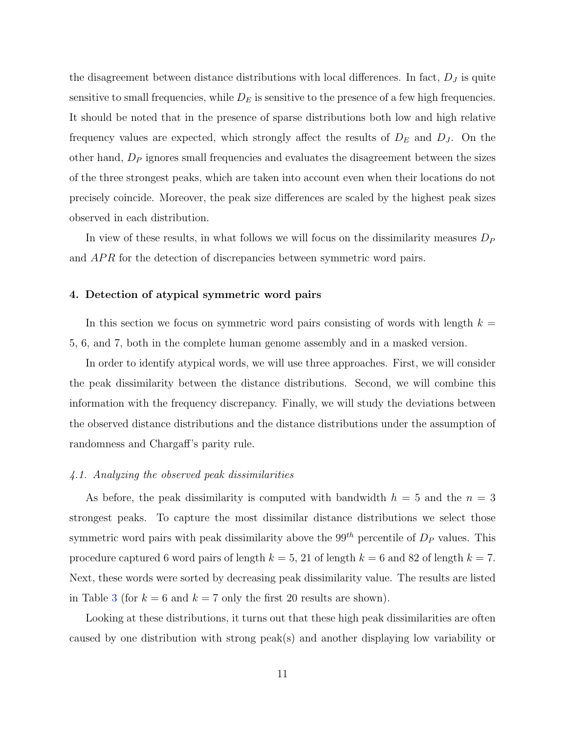the disagreement between distance distributions with local differences. In fact, $D_J$ is quite sensitive to small frequencies, while $D_E$ is sensitive to the presence of a few high frequencies. It should be noted that in the presence of sparse distributions both low and high relative frequency values are expected, which strongly affect the results of $D_E$ and $D_J$. On the other hand, $D_P$ ignores small frequencies and evaluates the disagreement between the sizes of the three strongest peaks, which are taken into account even when their locations do not precisely coincide. Moreover, the peak size differences are scaled by the highest peak sizes observed in each distribution.

In view of these results, in what follows we will focus on the dissimilarity measures $D_P$ and $APR$ for the detection of discrepancies between symmetric word pairs.

## 4. Detection of atypical symmetric word pairs

In this section we focus on symmetric word pairs consisting of words with length $k = 5$, 6, and 7, both in the complete human genome assembly and in a masked version.

In order to identify atypical words, we will use three approaches. First, we will consider the peak dissimilarity between the distance distributions. Second, we will combine this information with the frequency discrepancy. Finally, we will study the deviations between the observed distance distributions and the distance distributions under the assumption of randomness and Chargaff's parity rule.

### *4.1. Analyzing the observed peak dissimilarities*

As before, the peak dissimilarity is computed with bandwidth $h = 5$ and the $n = 3$ strongest peaks. To capture the most dissimilar distance distributions we select those symmetric word pairs with peak dissimilarity above the $99^{th}$ percentile of $D_P$ values. This procedure captured 6 word pairs of length $k = 5$, 21 of length $k = 6$ and 82 of length $k = 7$. Next, these words were sorted by decreasing peak dissimilarity value. The results are listed in Table 3 (for $k = 6$ and $k = 7$ only the first 20 results are shown).

Looking at these distributions, it turns out that these high peak dissimilarities are often caused by one distribution with strong peak(s) and another displaying low variability or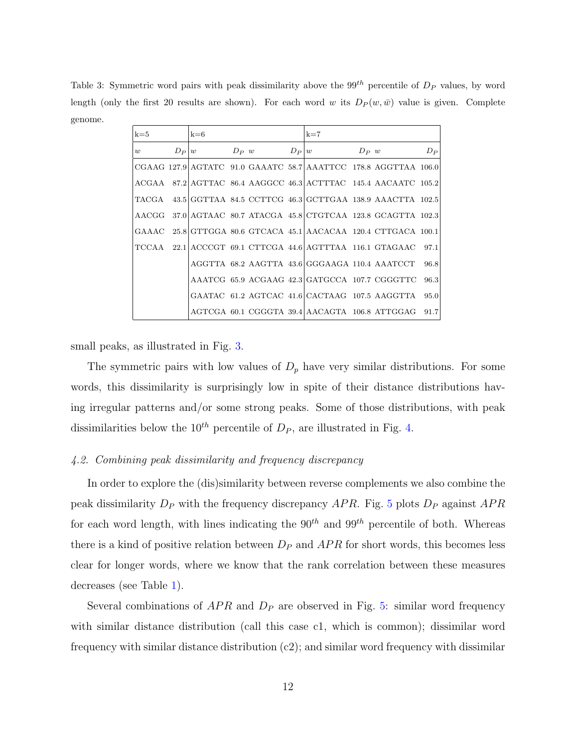Table 3: Symmetric word pairs with peak dissimilarity above the $99^{th}$ percentile of $D_P$ values, by word length (only the first 20 results are shown). For each word $w$ its $D_P(w, \bar{w})$ value is given. Complete genome.

| k=5 | | k=6 | | | | k=7 | | | |
|---|---|---|---|---|---|---|---|---|---|
| $w$ | $D_P$ | $w$ | $D_P$ | $w$ | $D_P$ | $w$ | $D_P$ | $w$ | $D_P$ |
| CGAAG | 127.9 | AGTATC | 91.0 | GAAATC | 58.7 | AAATTCC | 178.8 | AGGTTAA | 106.0 |
| ACGAA | 87.2 | AGTTAC | 86.4 | AAGGCC | 46.3 | ACTTTAC | 145.4 | AACAATC | 105.2 |
| TACGA | 43.5 | GGTTAA | 84.5 | CCTTCG | 46.3 | GCTTGAA | 138.9 | AAACTTA | 102.5 |
| AACGG | 37.0 | AGTAAC | 80.7 | ATACGA | 45.8 | CTGTCAA | 123.8 | GCAGTTA | 102.3 |
| GAAAC | 25.8 | GTTGGA | 80.6 | GTCACA | 45.1 | AACACAA | 120.4 | CTTGACA | 100.1 |
| TCCAA | 22.1 | ACCCGT | 69.1 | CTTCGA | 44.6 | AGTTTAA | 116.1 | GTAGAAC | 97.1 |
| | | AGGTTA | 68.2 | AAGTTA | 43.6 | GGGAAGA | 110.4 | AAATCCT | 96.8 |
| | | AAATCG | 65.9 | ACGAAG | 42.3 | GATGCCA | 107.7 | CGGGTTC | 96.3 |
| | | GAATAC | 61.2 | AGTCAC | 41.6 | CACTAAG | 107.5 | AAGGTTA | 95.0 |
| | | AGTCGA | 60.1 | CGGGTA | 39.4 | AACAGTA | 106.8 | ATTGGAG | 91.7 |

small peaks, as illustrated in Fig. 3.

The symmetric pairs with low values of $D_p$ have very similar distributions. For some words, this dissimilarity is surprisingly low in spite of their distance distributions having irregular patterns and/or some strong peaks. Some of those distributions, with peak dissimilarities below the $10^{th}$ percentile of $D_P$, are illustrated in Fig. 4.

### *4.2. Combining peak dissimilarity and frequency discrepancy*

In order to explore the (dis)similarity between reverse complements we also combine the peak dissimilarity $D_P$ with the frequency discrepancy $APR$. Fig. 5 plots $D_P$ against $APR$ for each word length, with lines indicating the $90^{th}$ and $99^{th}$ percentile of both. Whereas there is a kind of positive relation between $D_P$ and $APR$ for short words, this becomes less clear for longer words, where we know that the rank correlation between these measures decreases (see Table 1).

Several combinations of $APR$ and $D_P$ are observed in Fig. 5: similar word frequency with similar distance distribution (call this case c1, which is common); dissimilar word frequency with similar distance distribution (c2); and similar word frequency with dissimilar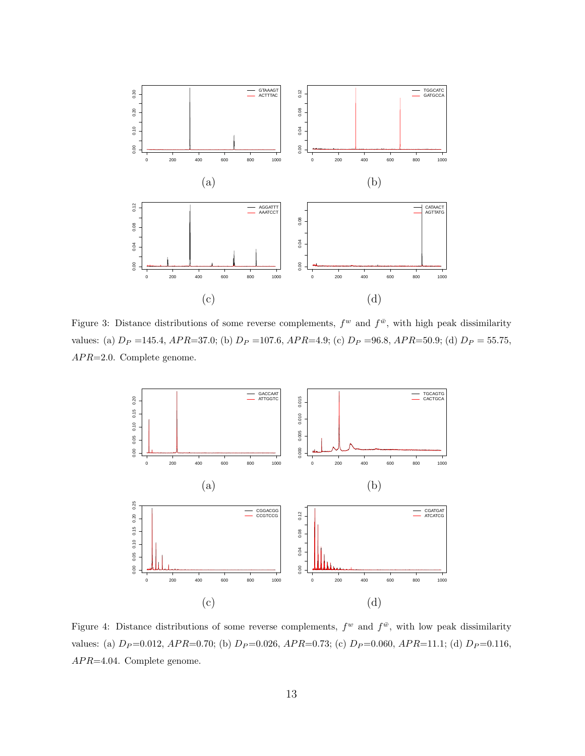Figure 3: Distance distributions of some reverse complements, $f^w$ and $f^{\bar{w}}$, with high peak dissimilarity values: (a) $D_P$ =145.4, $APR$=37.0; (b) $D_P$ =107.6, $APR$=4.9; (c) $D_P$ =96.8, $APR$=50.9; (d) $D_P$ = 55.75, $APR$=2.0. Complete genome.

Figure 4: Distance distributions of some reverse complements, $f^w$ and $f^{\bar{w}}$, with low peak dissimilarity values: (a) $D_P$=0.012, $APR$=0.70; (b) $D_P$=0.026, $APR$=0.73; (c) $D_P$=0.060, $APR$=11.1; (d) $D_P$=0.116, $APR$=4.04. Complete genome.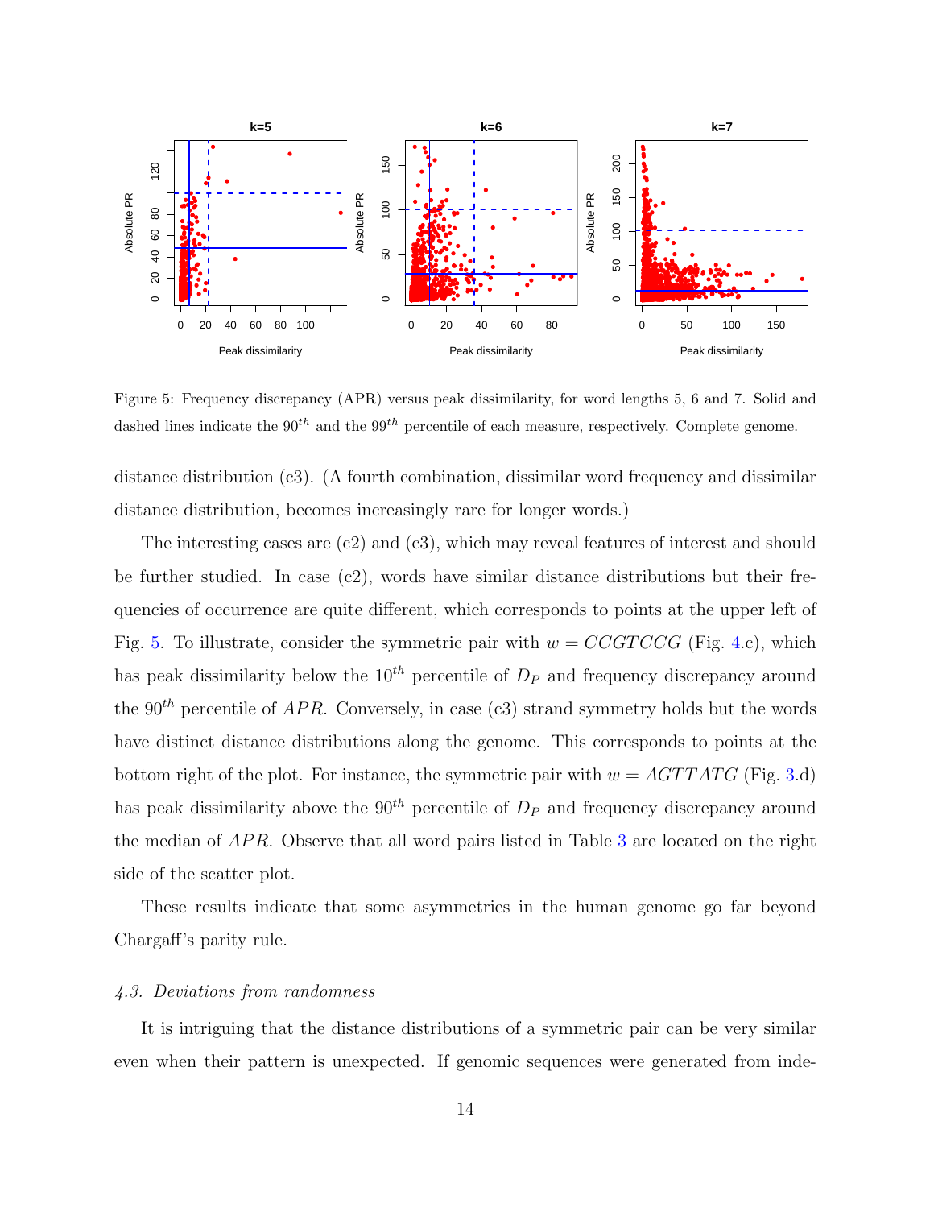Figure 5: Frequency discrepancy (APR) versus peak dissimilarity, for word lengths 5, 6 and 7. Solid and dashed lines indicate the $90^{th}$ and the $99^{th}$ percentile of each measure, respectively. Complete genome.

distance distribution (c3). (A fourth combination, dissimilar word frequency and dissimilar distance distribution, becomes increasingly rare for longer words.)

The interesting cases are (c2) and (c3), which may reveal features of interest and should be further studied. In case (c2), words have similar distance distributions but their frequencies of occurrence are quite different, which corresponds to points at the upper left of Fig. 5. To illustrate, consider the symmetric pair with $w = CCGTCCG$ (Fig. 4.c), which has peak dissimilarity below the $10^{th}$ percentile of $D_P$ and frequency discrepancy around the $90^{th}$ percentile of $APR$. Conversely, in case (c3) strand symmetry holds but the words have distinct distance distributions along the genome. This corresponds to points at the bottom right of the plot. For instance, the symmetric pair with $w = AGTTATG$ (Fig. 3.d) has peak dissimilarity above the $90^{th}$ percentile of $D_P$ and frequency discrepancy around the median of $APR$. Observe that all word pairs listed in Table 3 are located on the right side of the scatter plot.

These results indicate that some asymmetries in the human genome go far beyond Chargaff's parity rule.

### *4.3. Deviations from randomness*

It is intriguing that the distance distributions of a symmetric pair can be very similar even when their pattern is unexpected. If genomic sequences were generated from inde-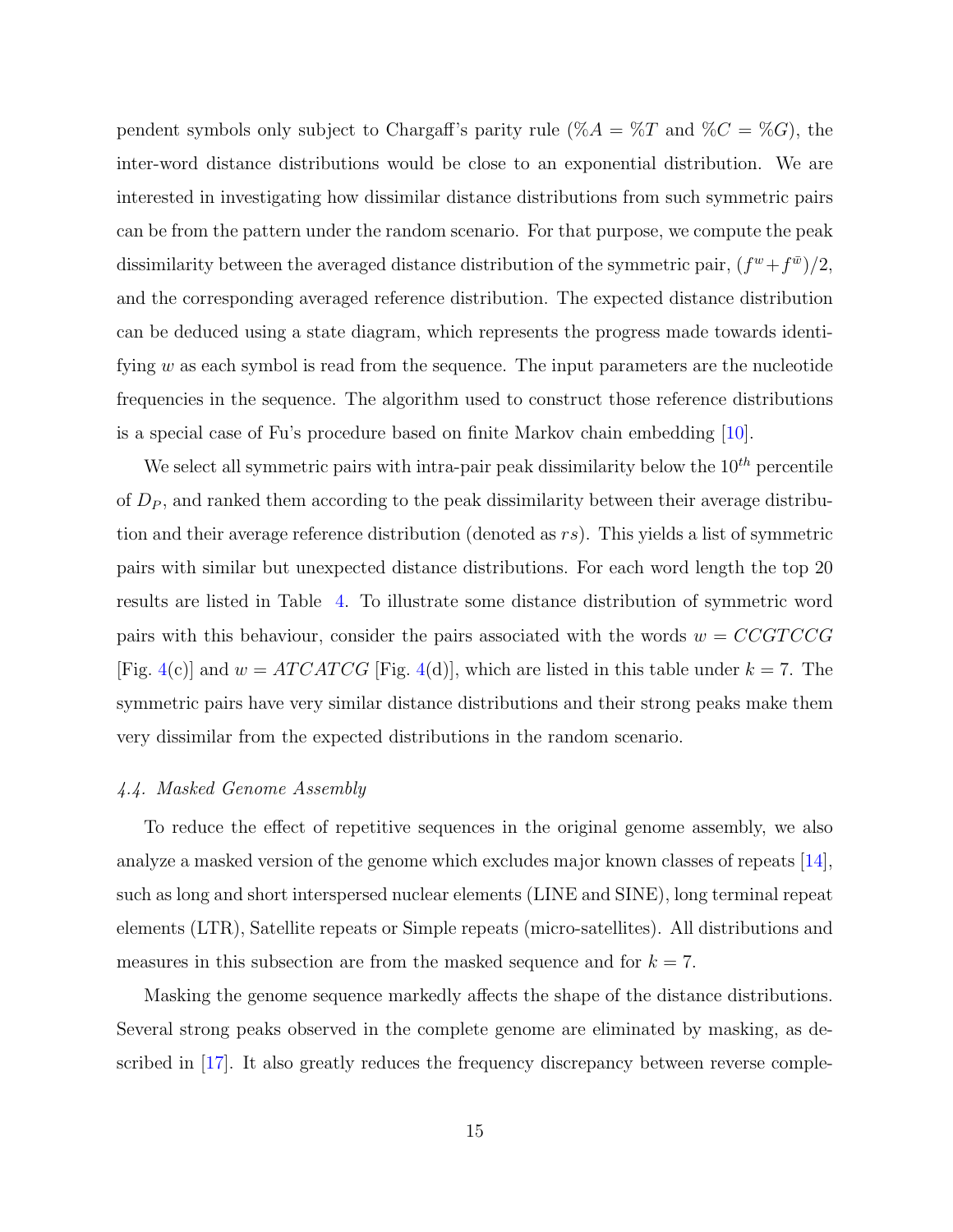pendent symbols only subject to Chargaff's parity rule ($\%A = \%T$ and $\%C = \%G$), the inter-word distance distributions would be close to an exponential distribution. We are interested in investigating how dissimilar distance distributions from such symmetric pairs can be from the pattern under the random scenario. For that purpose, we compute the peak dissimilarity between the averaged distance distribution of the symmetric pair, $(f^w + f^{\bar{w}})/2$, and the corresponding averaged reference distribution. The expected distance distribution can be deduced using a state diagram, which represents the progress made towards identifying $w$ as each symbol is read from the sequence. The input parameters are the nucleotide frequencies in the sequence. The algorithm used to construct those reference distributions is a special case of Fu's procedure based on finite Markov chain embedding [10].

We select all symmetric pairs with intra-pair peak dissimilarity below the $10^{th}$ percentile of $D_P$, and ranked them according to the peak dissimilarity between their average distribution and their average reference distribution (denoted as $rs$). This yields a list of symmetric pairs with similar but unexpected distance distributions. For each word length the top 20 results are listed in Table 4. To illustrate some distance distribution of symmetric word pairs with this behaviour, consider the pairs associated with the words $w = CCGTCCG$ [Fig. 4(c)] and $w = ATCATCG$ [Fig. 4(d)], which are listed in this table under $k = 7$. The symmetric pairs have very similar distance distributions and their strong peaks make them very dissimilar from the expected distributions in the random scenario.

### *4.4. Masked Genome Assembly*

To reduce the effect of repetitive sequences in the original genome assembly, we also analyze a masked version of the genome which excludes major known classes of repeats [14], such as long and short interspersed nuclear elements (LINE and SINE), long terminal repeat elements (LTR), Satellite repeats or Simple repeats (micro-satellites). All distributions and measures in this subsection are from the masked sequence and for $k = 7$.

Masking the genome sequence markedly affects the shape of the distance distributions. Several strong peaks observed in the complete genome are eliminated by masking, as described in [17]. It also greatly reduces the frequency discrepancy between reverse comple-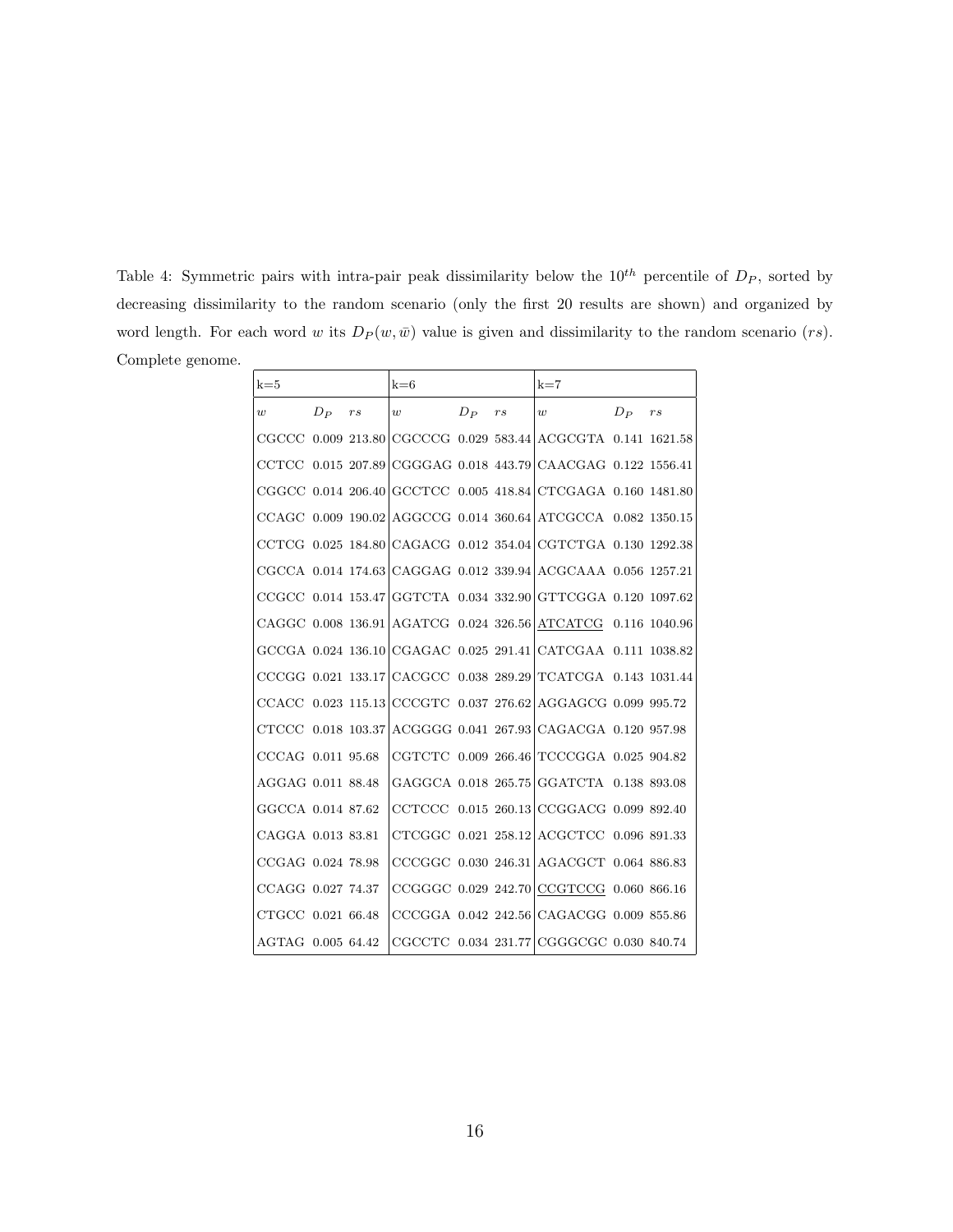Table 4: Symmetric pairs with intra-pair peak dissimilarity below the $10^{th}$ percentile of $D_P$, sorted by decreasing dissimilarity to the random scenario (only the first 20 results are shown) and organized by word length. For each word $w$ its $D_P(w, \bar{w})$ value is given and dissimilarity to the random scenario ($rs$). Complete genome.

| k=5 | | | k=6 | | | k=7 | | |
|---|---|---|---|---|---|---|---|---|
| $w$ | $D_P$ | $rs$ | $w$ | $D_P$ | $rs$ | $w$ | $D_P$ | $rs$ |
| CGCCC | 0.009 | 213.80 | CGCCCG | 0.029 | 583.44 | ACGCGTA | 0.141 | 1621.58 |
| CCTCC | 0.015 | 207.89 | CGGGAG | 0.018 | 443.79 | CAACGAG | 0.122 | 1556.41 |
| CGGCC | 0.014 | 206.40 | GCCTCC | 0.005 | 418.84 | CTCGAGA | 0.160 | 1481.80 |
| CCAGC | 0.009 | 190.02 | AGGCCG | 0.014 | 360.64 | ATCGCCA | 0.082 | 1350.15 |
| CCTCG | 0.025 | 184.80 | CAGACG | 0.012 | 354.04 | CGTCTGA | 0.130 | 1292.38 |
| CGCCA | 0.014 | 174.63 | CAGGAG | 0.012 | 339.94 | ACGCAAA | 0.056 | 1257.21 |
| CCGCC | 0.014 | 153.47 | GGTCTA | 0.034 | 332.90 | GTTCGGA | 0.120 | 1097.62 |
| CAGGC | 0.008 | 136.91 | AGATCG | 0.024 | 326.56 | <u>ATCATCG</u> | 0.116 | 1040.96 |
| GCCGA | 0.024 | 136.10 | CGAGAC | 0.025 | 291.41 | CATCGAA | 0.111 | 1038.82 |
| CCCGG | 0.021 | 133.17 | CACGCC | 0.038 | 289.29 | TCATCGA | 0.143 | 1031.44 |
| CCACC | 0.023 | 115.13 | CCCGTC | 0.037 | 276.62 | AGGAGCG | 0.099 | 995.72 |
| CTCCC | 0.018 | 103.37 | ACGGGG | 0.041 | 267.93 | CAGACGA | 0.120 | 957.98 |
| CCCAG | 0.011 | 95.68 | CGTCTC | 0.009 | 266.46 | TCCCGGA | 0.025 | 904.82 |
| AGGAG | 0.011 | 88.48 | GAGGCA | 0.018 | 265.75 | GGATCTA | 0.138 | 893.08 |
| GGCCA | 0.014 | 87.62 | CCTCCC | 0.015 | 260.13 | CCGGACG | 0.099 | 892.40 |
| CAGGA | 0.013 | 83.81 | CTCGGC | 0.021 | 258.12 | ACGCTCC | 0.096 | 891.33 |
| CCGAG | 0.024 | 78.98 | CCCGGC | 0.030 | 246.31 | AGACGCT | 0.064 | 886.83 |
| CCAGG | 0.027 | 74.37 | CCGGGC | 0.029 | 242.70 | <u>CCGTCCG</u> | 0.060 | 866.16 |
| CTGCC | 0.021 | 66.48 | CCCGGA | 0.042 | 242.56 | CAGACGG | 0.009 | 855.86 |
| AGTAG | 0.005 | 64.42 | CGCCTC | 0.034 | 231.77 | CGGGCGC | 0.030 | 840.74 |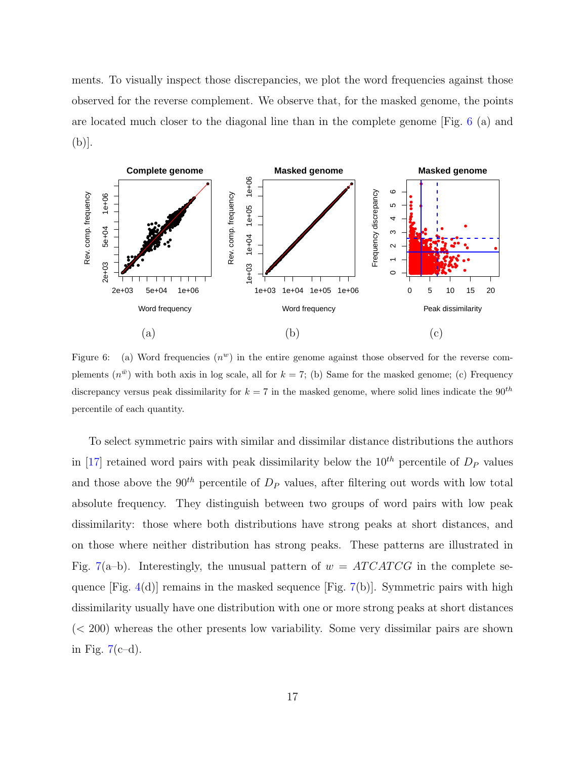ments. To visually inspect those discrepancies, we plot the word frequencies against those observed for the reverse complement. We observe that, for the masked genome, the points are located much closer to the diagonal line than in the complete genome [Fig. 6 (a) and (b)].

Figure 6: (a) Word frequencies ($n^w$) in the entire genome against those observed for the reverse complements ($n^{\bar{w}}$) with both axis in log scale, all for $k = 7$; (b) Same for the masked genome; (c) Frequency discrepancy versus peak dissimilarity for $k = 7$ in the masked genome, where solid lines indicate the $90^{th}$ percentile of each quantity.

To select symmetric pairs with similar and dissimilar distance distributions the authors in [17] retained word pairs with peak dissimilarity below the $10^{th}$ percentile of $D_P$ values and those above the $90^{th}$ percentile of $D_P$ values, after filtering out words with low total absolute frequency. They distinguish between two groups of word pairs with low peak dissimilarity: those where both distributions have strong peaks at short distances, and on those where neither distribution has strong peaks. These patterns are illustrated in Fig. 7(a–b). Interestingly, the unusual pattern of $w = ATCATCG$ in the complete sequence [Fig. 4(d)] remains in the masked sequence [Fig. 7(b)]. Symmetric pairs with high dissimilarity usually have one distribution with one or more strong peaks at short distances ($< 200$) whereas the other presents low variability. Some very dissimilar pairs are shown in Fig. 7(c–d).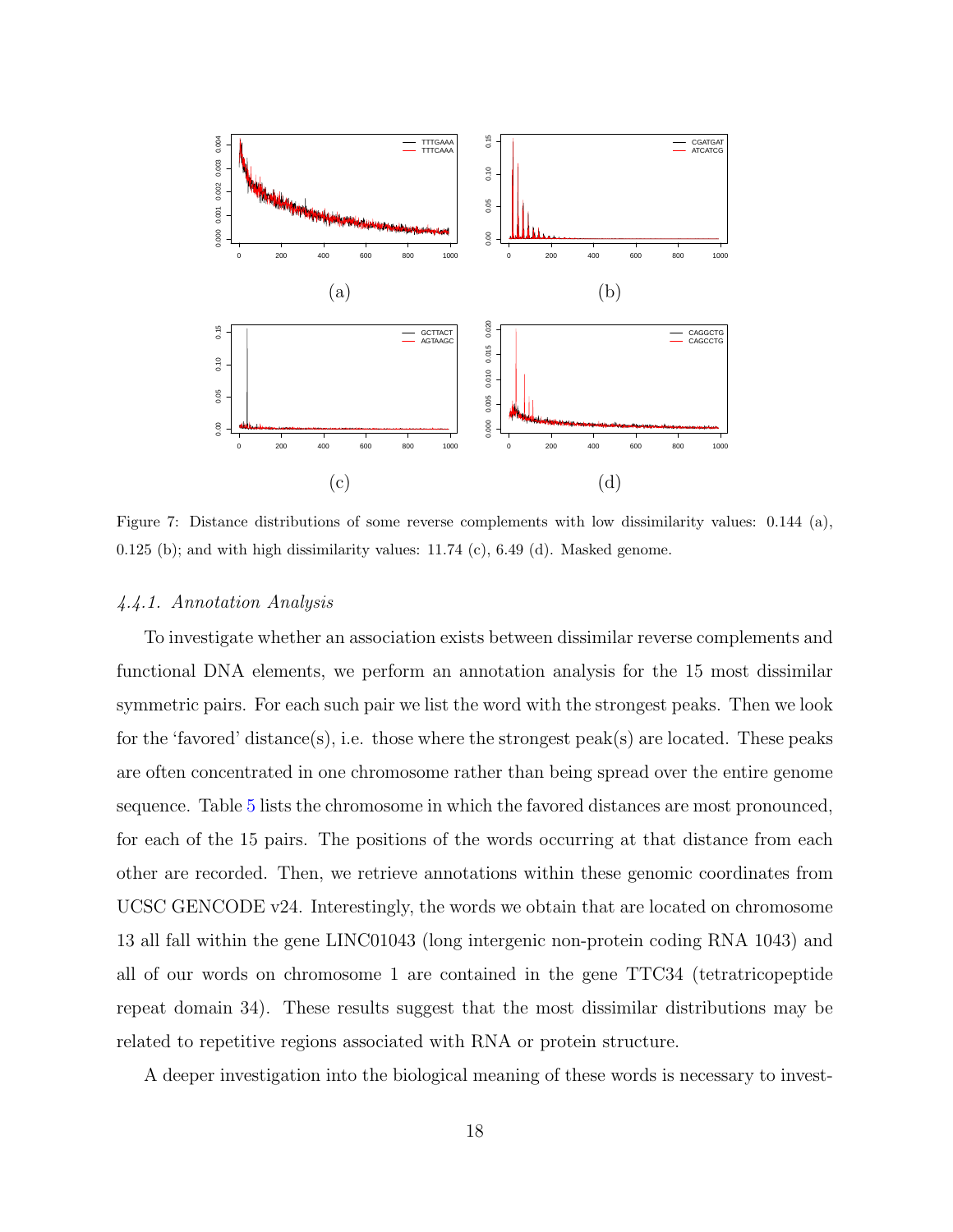Figure 7: Distance distributions of some reverse complements with low dissimilarity values: 0.144 (a), 0.125 (b); and with high dissimilarity values: 11.74 (c), 6.49 (d). Masked genome.

#### *4.4.1. Annotation Analysis*

To investigate whether an association exists between dissimilar reverse complements and functional DNA elements, we perform an annotation analysis for the 15 most dissimilar symmetric pairs. For each such pair we list the word with the strongest peaks. Then we look for the 'favored' distance(s), i.e. those where the strongest peak(s) are located. These peaks are often concentrated in one chromosome rather than being spread over the entire genome sequence. Table 5 lists the chromosome in which the favored distances are most pronounced, for each of the 15 pairs. The positions of the words occurring at that distance from each other are recorded. Then, we retrieve annotations within these genomic coordinates from UCSC GENCODE v24. Interestingly, the words we obtain that are located on chromosome 13 all fall within the gene LINC01043 (long intergenic non-protein coding RNA 1043) and all of our words on chromosome 1 are contained in the gene TTC34 (tetratricopeptide repeat domain 34). These results suggest that the most dissimilar distributions may be related to repetitive regions associated with RNA or protein structure.

A deeper investigation into the biological meaning of these words is necessary to invest-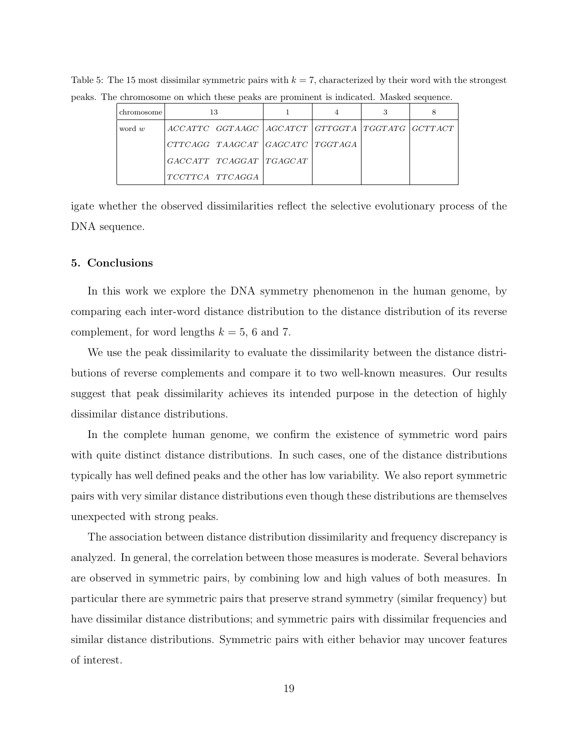Table 5: The 15 most dissimilar symmetric pairs with $k = 7$, characterized by their word with the strongest peaks. The chromosome on which these peaks are prominent is indicated. Masked sequence.

| chromosome | 13 | | 1 | 4 | 3 | 8 |
|---|---|---|---|---|---|---|
| word $w$ | *ACCATTC* | *GGTAAGC* | *AGCATCT* | *GTTGGTA* | *TGGTATG* | *GCTTACT* |
| | *CTTCAGG* | *TAAGCAT* | *GAGCATC* | *TGGTAGA* | | |
| | *GACCATT* | *TCAGGAT* | *TGAGCAT* | | | |
| | *TCCTTCA* | *TTCAGGA* | | | | |

igate whether the observed dissimilarities reflect the selective evolutionary process of the DNA sequence.

## 5. Conclusions

In this work we explore the DNA symmetry phenomenon in the human genome, by comparing each inter-word distance distribution to the distance distribution of its reverse complement, for word lengths $k = 5$, 6 and 7.

We use the peak dissimilarity to evaluate the dissimilarity between the distance distributions of reverse complements and compare it to two well-known measures. Our results suggest that peak dissimilarity achieves its intended purpose in the detection of highly dissimilar distance distributions.

In the complete human genome, we confirm the existence of symmetric word pairs with quite distinct distance distributions. In such cases, one of the distance distributions typically has well defined peaks and the other has low variability. We also report symmetric pairs with very similar distance distributions even though these distributions are themselves unexpected with strong peaks.

The association between distance distribution dissimilarity and frequency discrepancy is analyzed. In general, the correlation between those measures is moderate. Several behaviors are observed in symmetric pairs, by combining low and high values of both measures. In particular there are symmetric pairs that preserve strand symmetry (similar frequency) but have dissimilar distance distributions; and symmetric pairs with dissimilar frequencies and similar distance distributions. Symmetric pairs with either behavior may uncover features of interest.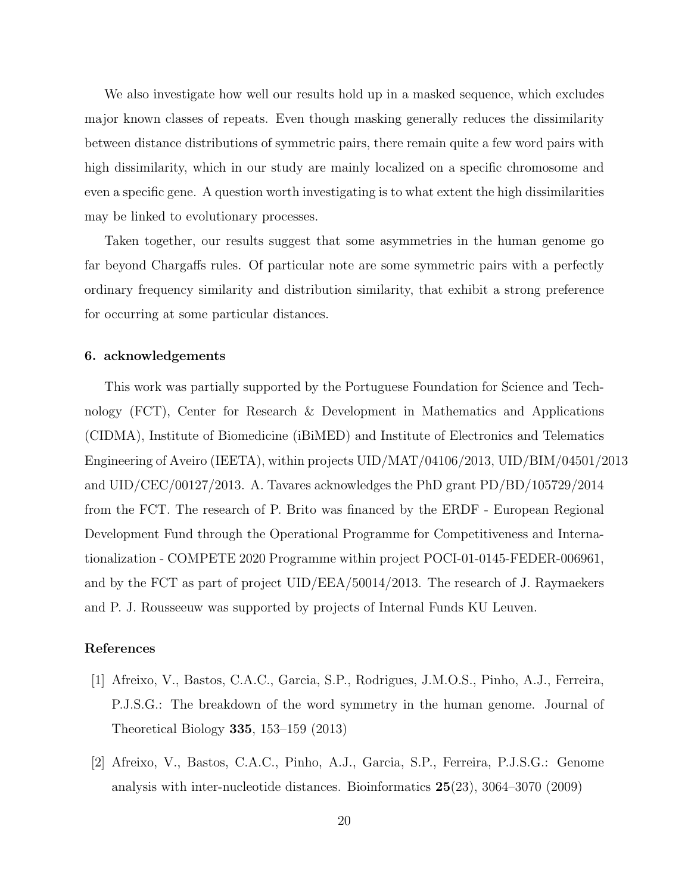We also investigate how well our results hold up in a masked sequence, which excludes major known classes of repeats. Even though masking generally reduces the dissimilarity between distance distributions of symmetric pairs, there remain quite a few word pairs with high dissimilarity, which in our study are mainly localized on a specific chromosome and even a specific gene. A question worth investigating is to what extent the high dissimilarities may be linked to evolutionary processes.

Taken together, our results suggest that some asymmetries in the human genome go far beyond Chargaffs rules. Of particular note are some symmetric pairs with a perfectly ordinary frequency similarity and distribution similarity, that exhibit a strong preference for occurring at some particular distances.

### 6. acknowledgements

This work was partially supported by the Portuguese Foundation for Science and Technology (FCT), Center for Research & Development in Mathematics and Applications (CIDMA), Institute of Biomedicine (iBiMED) and Institute of Electronics and Telematics Engineering of Aveiro (IEETA), within projects UID/MAT/04106/2013, UID/BIM/04501/2013 and UID/CEC/00127/2013. A. Tavares acknowledges the PhD grant PD/BD/105729/2014 from the FCT. The research of P. Brito was financed by the ERDF - European Regional Development Fund through the Operational Programme for Competitiveness and Internationalization - COMPETE 2020 Programme within project POCI-01-0145-FEDER-006961, and by the FCT as part of project UID/EEA/50014/2013. The research of J. Raymaekers and P. J. Rousseeuw was supported by projects of Internal Funds KU Leuven.

### References

[1] Afreixo, V., Bastos, C.A.C., Garcia, S.P., Rodrigues, J.M.O.S., Pinho, A.J., Ferreira, P.J.S.G.: The breakdown of the word symmetry in the human genome. Journal of Theoretical Biology **335**, 153–159 (2013)

[2] Afreixo, V., Bastos, C.A.C., Pinho, A.J., Garcia, S.P., Ferreira, P.J.S.G.: Genome analysis with inter-nucleotide distances. Bioinformatics **25**(23), 3064–3070 (2009)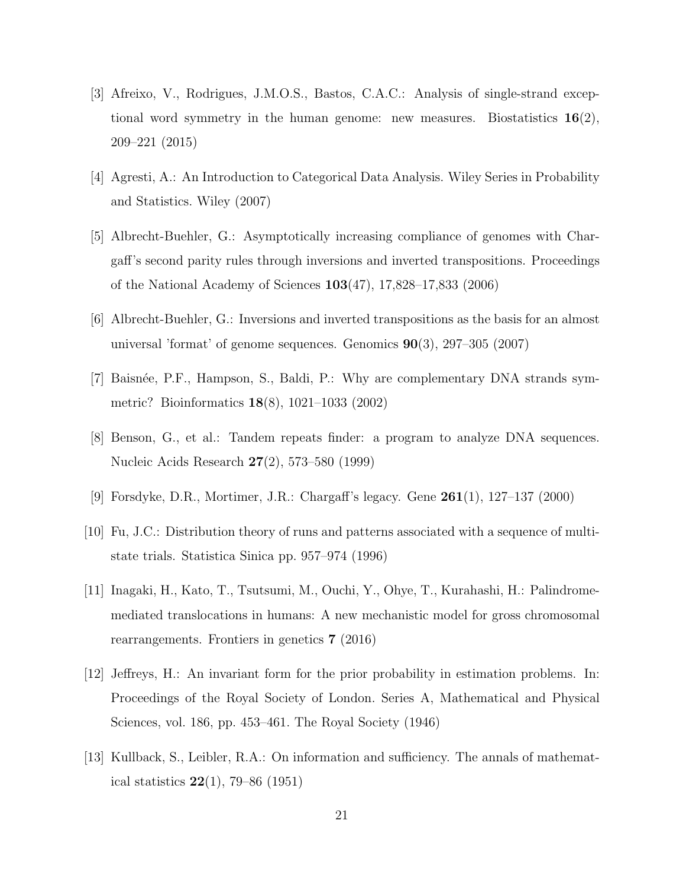[3] Afreixo, V., Rodrigues, J.M.O.S., Bastos, C.A.C.: Analysis of single-strand exceptional word symmetry in the human genome: new measures. Biostatistics **16**(2), 209–221 (2015)

[4] Agresti, A.: An Introduction to Categorical Data Analysis. Wiley Series in Probability and Statistics. Wiley (2007)

[5] Albrecht-Buehler, G.: Asymptotically increasing compliance of genomes with Chargaff's second parity rules through inversions and inverted transpositions. Proceedings of the National Academy of Sciences **103**(47), 17,828–17,833 (2006)

[6] Albrecht-Buehler, G.: Inversions and inverted transpositions as the basis for an almost universal 'format' of genome sequences. Genomics **90**(3), 297–305 (2007)

[7] Baisnée, P.F., Hampson, S., Baldi, P.: Why are complementary DNA strands symmetric? Bioinformatics **18**(8), 1021–1033 (2002)

[8] Benson, G., et al.: Tandem repeats finder: a program to analyze DNA sequences. Nucleic Acids Research **27**(2), 573–580 (1999)

[9] Forsdyke, D.R., Mortimer, J.R.: Chargaff's legacy. Gene **261**(1), 127–137 (2000)

[10] Fu, J.C.: Distribution theory of runs and patterns associated with a sequence of multi-state trials. Statistica Sinica pp. 957–974 (1996)

[11] Inagaki, H., Kato, T., Tsutsumi, M., Ouchi, Y., Ohye, T., Kurahashi, H.: Palindrome-mediated translocations in humans: A new mechanistic model for gross chromosomal rearrangements. Frontiers in genetics **7** (2016)

[12] Jeffreys, H.: An invariant form for the prior probability in estimation problems. In: Proceedings of the Royal Society of London. Series A, Mathematical and Physical Sciences, vol. 186, pp. 453–461. The Royal Society (1946)

[13] Kullback, S., Leibler, R.A.: On information and sufficiency. The annals of mathematical statistics **22**(1), 79–86 (1951)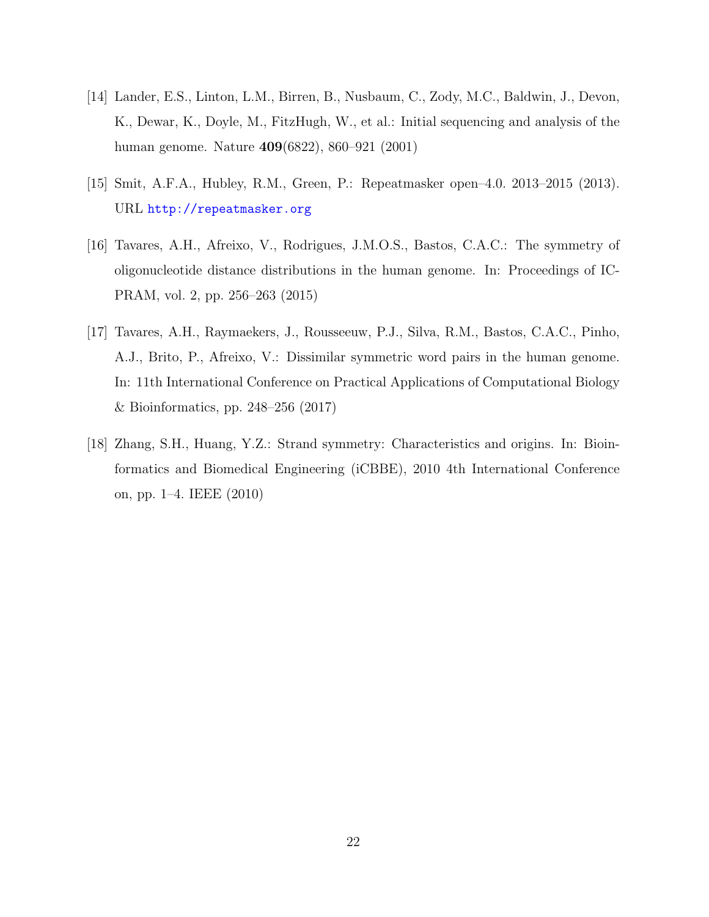[14] Lander, E.S., Linton, L.M., Birren, B., Nusbaum, C., Zody, M.C., Baldwin, J., Devon, K., Dewar, K., Doyle, M., FitzHugh, W., et al.: Initial sequencing and analysis of the human genome. Nature **409**(6822), 860–921 (2001)

[15] Smit, A.F.A., Hubley, R.M., Green, P.: Repeatmasker open–4.0. 2013–2015 (2013). URL http://repeatmasker.org

[16] Tavares, A.H., Afreixo, V., Rodrigues, J.M.O.S., Bastos, C.A.C.: The symmetry of oligonucleotide distance distributions in the human genome. In: Proceedings of ICPRAM, vol. 2, pp. 256–263 (2015)

[17] Tavares, A.H., Raymaekers, J., Rousseeuw, P.J., Silva, R.M., Bastos, C.A.C., Pinho, A.J., Brito, P., Afreixo, V.: Dissimilar symmetric word pairs in the human genome. In: 11th International Conference on Practical Applications of Computational Biology & Bioinformatics, pp. 248–256 (2017)

[18] Zhang, S.H., Huang, Y.Z.: Strand symmetry: Characteristics and origins. In: Bioinformatics and Biomedical Engineering (iCBBE), 2010 4th International Conference on, pp. 1–4. IEEE (2010)